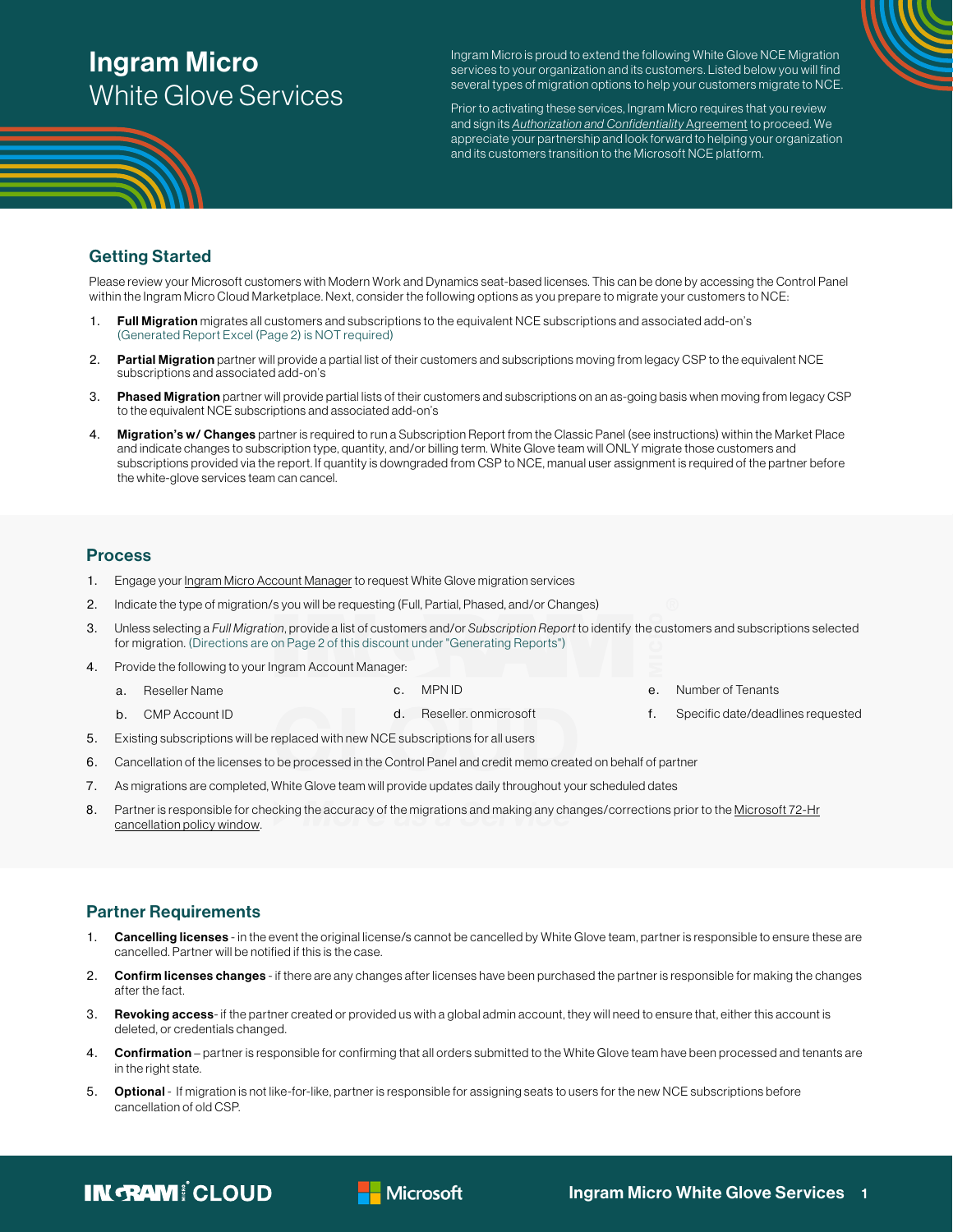# Ingram Micro
## White Glove Services

Ingram Micro is proud to extend the following White Glove NCE Migration services to your organization and its customers. Listed below you will find several types of migration options to help your customers migrate to NCE.

Prior to activating these services, Ingram Micro requires that you review and sign its *Authorization and Confidentiality* Agreement to proceed. We appreciate your partnership and look forward to helping your organization and its customers transition to the Microsoft NCE platform.

## Getting Started

Please review your Microsoft customers with Modern Work and Dynamics seat-based licenses. This can be done by accessing the Control Panel within the Ingram Micro Cloud Marketplace. Next, consider the following options as you prepare to migrate your customers to NCE:

1. **Full Migration** migrates all customers and subscriptions to the equivalent NCE subscriptions and associated add-on's (Generated Report Excel (Page 2) is NOT required)
2. **Partial Migration** partner will provide a partial list of their customers and subscriptions moving from legacy CSP to the equivalent NCE subscriptions and associated add-on's
3. **Phased Migration** partner will provide partial lists of their customers and subscriptions on an as-going basis when moving from legacy CSP to the equivalent NCE subscriptions and associated add-on's
4. **Migration's w/ Changes** partner is required to run a Subscription Report from the Classic Panel (see instructions) within the Market Place and indicate changes to subscription type, quantity, and/or billing term. White Glove team will ONLY migrate those customers and subscriptions provided via the report. If quantity is downgraded from CSP to NCE, manual user assignment is required of the partner before the white-glove services team can cancel.

## Process

1. Engage your Ingram Micro Account Manager to request White Glove migration services
2. Indicate the type of migration/s you will be requesting (Full, Partial, Phased, and/or Changes)
3. Unless selecting a *Full Migration*, provide a list of customers and/or *Subscription Report* to identify the customers and subscriptions selected for migration. (Directions are on Page 2 of this discount under "Generating Reports")
4. Provide the following to your Ingram Account Manager:
   a. Reseller Name
   b. CMP Account ID
   c. MPN ID
   d. Reseller. onmicrosoft
   e. Number of Tenants
   f. Specific date/deadlines requested
5. Existing subscriptions will be replaced with new NCE subscriptions for all users
6. Cancellation of the licenses to be processed in the Control Panel and credit memo created on behalf of partner
7. As migrations are completed, White Glove team will provide updates daily throughout your scheduled dates
8. Partner is responsible for checking the accuracy of the migrations and making any changes/corrections prior to the Microsoft 72-Hr cancellation policy window.

## Partner Requirements

1. **Cancelling licenses** - in the event the original license/s cannot be cancelled by White Glove team, partner is responsible to ensure these are cancelled. Partner will be notified if this is the case.
2. **Confirm licenses changes** - if there are any changes after licenses have been purchased the partner is responsible for making the changes after the fact.
3. **Revoking access**- if the partner created or provided us with a global admin account, they will need to ensure that, either this account is deleted, or credentials changed.
4. **Confirmation** – partner is responsible for confirming that all orders submitted to the White Glove team have been processed and tenants are in the right state.
5. **Optional** - If migration is not like-for-like, partner is responsible for assigning seats to users for the new NCE subscriptions before cancellation of old CSP.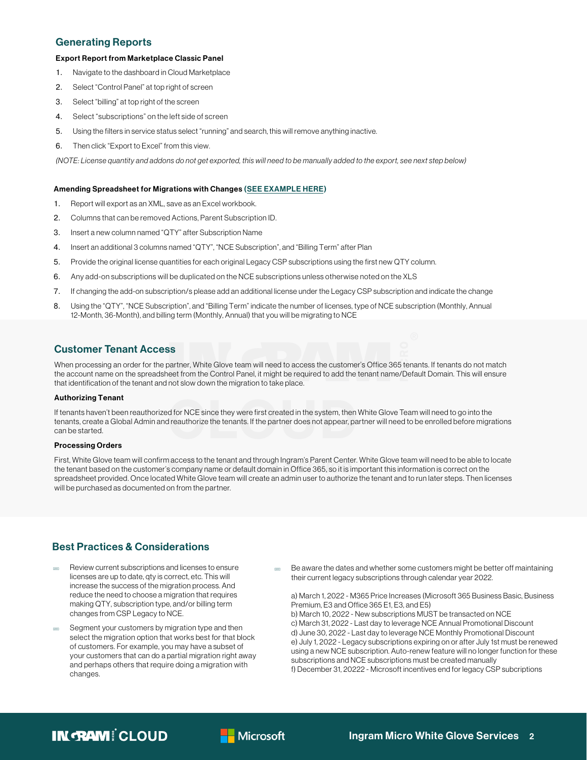## Generating Reports

**Export Report from Marketplace Classic Panel**

1. Navigate to the dashboard in Cloud Marketplace
2. Select "Control Panel" at top right of screen
3. Select "billing" at top right of the screen
4. Select "subscriptions" on the left side of screen
5. Using the filters in service status select "running" and search, this will remove anything inactive.
6. Then click "Export to Excel" from this view.

*(NOTE: License quantity and addons do not get exported, this will need to be manually added to the export, see next step below)*

**Amending Spreadsheet for Migrations with Changes (SEE EXAMPLE HERE)**

1. Report will export as an XML, save as an Excel workbook.
2. Columns that can be removed Actions, Parent Subscription ID.
3. Insert a new column named "QTY" after Subscription Name
4. Insert an additional 3 columns named "QTY", "NCE Subscription", and "Billing Term" after Plan
5. Provide the original license quantities for each original Legacy CSP subscriptions using the first new QTY column.
6. Any add-on subscriptions will be duplicated on the NCE subscriptions unless otherwise noted on the XLS
7. If changing the add-on subscription/s please add an additional license under the Legacy CSP subscription and indicate the change
8. Using the "QTY", "NCE Subscription", and "Billing Term" indicate the number of licenses, type of NCE subscription (Monthly, Annual 12-Month, 36-Month), and billing term (Monthly, Annual) that you will be migrating to NCE

## Customer Tenant Access

When processing an order for the partner, White Glove team will need to access the customer's Office 365 tenants. If tenants do not match the account name on the spreadsheet from the Control Panel, it might be required to add the tenant name/Default Domain. This will ensure that identification of the tenant and not slow down the migration to take place.

**Authorizing Tenant**

If tenants haven't been reauthorized for NCE since they were first created in the system, then White Glove Team will need to go into the tenants, create a Global Admin and reauthorize the tenants. If the partner does not appear, partner will need to be enrolled before migrations can be started.

**Processing Orders**

First, White Glove team will confirm access to the tenant and through Ingram's Parent Center. White Glove team will need to be able to locate the tenant based on the customer's company name or default domain in Office 365, so it is important this information is correct on the spreadsheet provided. Once located White Glove team will create an admin user to authorize the tenant and to run later steps. Then licenses will be purchased as documented on from the partner.

## Best Practices & Considerations

- Review current subscriptions and licenses to ensure licenses are up to date, qty is correct, etc. This will increase the success of the migration process. And reduce the need to choose a migration that requires making QTY, subscription type, and/or billing term changes from CSP Legacy to NCE.
- Segment your customers by migration type and then select the migration option that works best for that block of customers. For example, you may have a subset of your customers that can do a partial migration right away and perhaps others that require doing a migration with changes.
- Be aware the dates and whether some customers might be better off maintaining their current legacy subscriptions through calendar year 2022.

  a) March 1, 2022 - M365 Price Increases (Microsoft 365 Business Basic, Business Premium, E3 and Office 365 E1, E3, and E5)
  b) March 10, 2022 - New subscriptions MUST be transacted on NCE
  c) March 31, 2022 - Last day to leverage NCE Annual Promotional Discount
  d) June 30, 2022 - Last day to leverage NCE Monthly Promotional Discount
  e) July 1, 2022 - Legacy subscriptions expiring on or after July 1st must be renewed using a new NCE subscription. Auto-renew feature will no longer function for these subscriptions and NCE subscriptions must be created manually
  f) December 31, 20222 - Microsoft incentives end for legacy CSP subcriptions